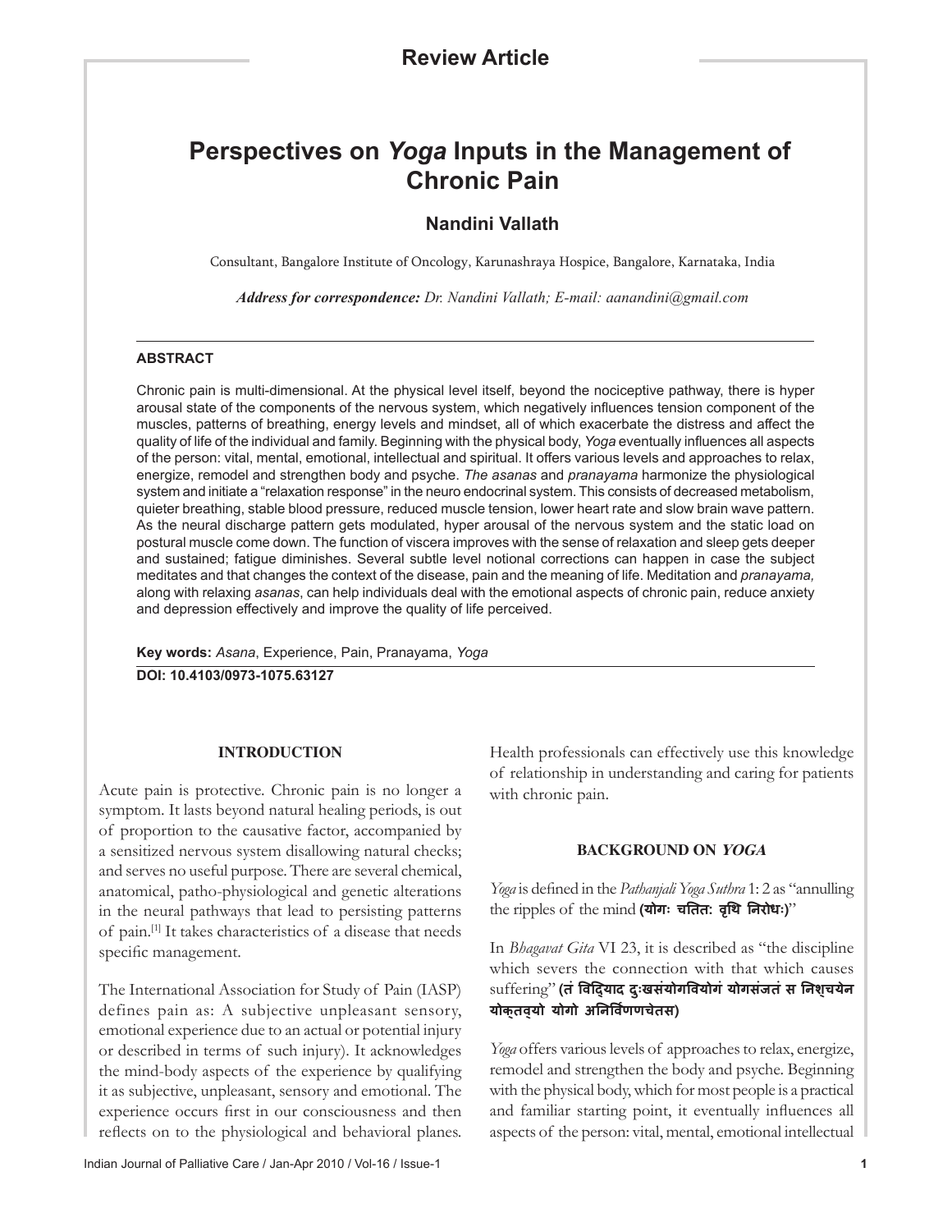Review Article

# Perspectives on *Yoga* Inputs in the Management of Chronic Pain

**Nandini Vallath**

Consultant, Bangalore Institute of Oncology, Karunashraya Hospice, Bangalore, Karnataka, India

***Address for correspondence:*** *Dr. Nandini Vallath; E-mail: aanandini@gmail.com*

## ABSTRACT

Chronic pain is multi-dimensional. At the physical level itself, beyond the nociceptive pathway, there is hyper arousal state of the components of the nervous system, which negatively influences tension component of the muscles, patterns of breathing, energy levels and mindset, all of which exacerbate the distress and affect the quality of life of the individual and family. Beginning with the physical body, *Yoga* eventually influences all aspects of the person: vital, mental, emotional, intellectual and spiritual. It offers various levels and approaches to relax, energize, remodel and strengthen body and psyche. *The asanas* and *pranayama* harmonize the physiological system and initiate a "relaxation response" in the neuro endocrinal system. This consists of decreased metabolism, quieter breathing, stable blood pressure, reduced muscle tension, lower heart rate and slow brain wave pattern. As the neural discharge pattern gets modulated, hyper arousal of the nervous system and the static load on postural muscle come down. The function of viscera improves with the sense of relaxation and sleep gets deeper and sustained; fatigue diminishes. Several subtle level notional corrections can happen in case the subject meditates and that changes the context of the disease, pain and the meaning of life. Meditation and *pranayama,* along with relaxing *asanas*, can help individuals deal with the emotional aspects of chronic pain, reduce anxiety and depression effectively and improve the quality of life perceived.

**Key words:** *Asana*, Experience, Pain, Pranayama, *Yoga*

**DOI: 10.4103/0973-1075.63127**

## INTRODUCTION

Acute pain is protective. Chronic pain is no longer a symptom. It lasts beyond natural healing periods, is out of proportion to the causative factor, accompanied by a sensitized nervous system disallowing natural checks; and serves no useful purpose. There are several chemical, anatomical, patho-physiological and genetic alterations in the neural pathways that lead to persisting patterns of pain.[1] It takes characteristics of a disease that needs specific management.

The International Association for Study of Pain (IASP) defines pain as: A subjective unpleasant sensory, emotional experience due to an actual or potential injury or described in terms of such injury). It acknowledges the mind-body aspects of the experience by qualifying it as subjective, unpleasant, sensory and emotional. The experience occurs first in our consciousness and then reflects on to the physiological and behavioral planes. Health professionals can effectively use this knowledge of relationship in understanding and caring for patients with chronic pain.

## BACKGROUND ON *YOGA*

*Yoga* is defined in the *Pathanjali Yoga Suthra* 1: 2 as "annulling the ripples of the mind **(योगः चतितः वृथि निरोधः)**"

In *Bhagavat Gita* VI 23, it is described as "the discipline which severs the connection with that which causes suffering" **(तं विद्यिाद दुःखसंयोगवियोगं योगसंजतं स निश्चयेन योक्तव्यो योगो अनिर्विणणचेतस)**

*Yoga* offers various levels of approaches to relax, energize, remodel and strengthen the body and psyche. Beginning with the physical body, which for most people is a practical and familiar starting point, it eventually influences all aspects of the person: vital, mental, emotional intellectual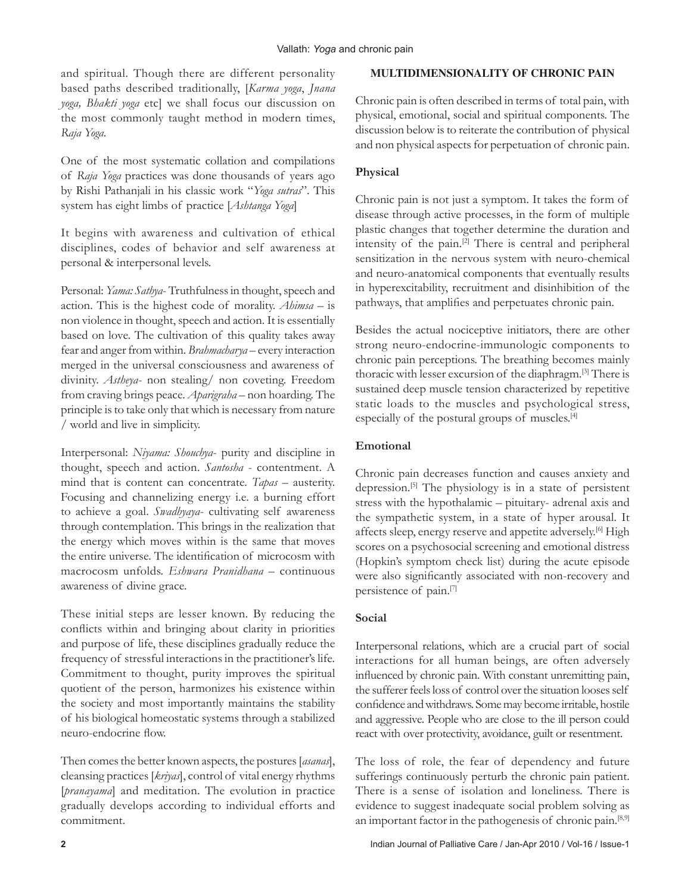and spiritual. Though there are different personality based paths described traditionally, [*Karma yoga*, *Jnana yoga, Bhakti yoga* etc] we shall focus our discussion on the most commonly taught method in modern times, *Raja Yoga*.

One of the most systematic collation and compilations of *Raja Yoga* practices was done thousands of years ago by Rishi Pathanjali in his classic work "*Yoga sutras*". This system has eight limbs of practice [*Ashtanga Yoga*]

It begins with awareness and cultivation of ethical disciplines, codes of behavior and self awareness at personal & interpersonal levels.

Personal: *Yama: Sathya-* Truthfulness in thought, speech and action. This is the highest code of morality. *Ahimsa* – is non violence in thought, speech and action. It is essentially based on love. The cultivation of this quality takes away fear and anger from within. *Brahmacharya* – every interaction merged in the universal consciousness and awareness of divinity. *Astheya-* non stealing/ non coveting. Freedom from craving brings peace. *Aparigraha* – non hoarding. The principle is to take only that which is necessary from nature / world and live in simplicity.

Interpersonal: *Niyama: Shouchya-* purity and discipline in thought, speech and action. *Santosha* - contentment. A mind that is content can concentrate. *Tapas* – austerity. Focusing and channelizing energy i.e. a burning effort to achieve a goal. *Swadhyaya-* cultivating self awareness through contemplation. This brings in the realization that the energy which moves within is the same that moves the entire universe. The identification of microcosm with macrocosm unfolds. *Eshwara Pranidhana* – continuous awareness of divine grace.

These initial steps are lesser known. By reducing the conflicts within and bringing about clarity in priorities and purpose of life, these disciplines gradually reduce the frequency of stressful interactions in the practitioner's life. Commitment to thought, purity improves the spiritual quotient of the person, harmonizes his existence within the society and most importantly maintains the stability of his biological homeostatic systems through a stabilized neuro-endocrine flow.

Then comes the better known aspects, the postures [*asanas*], cleansing practices [*kriyas*], control of vital energy rhythms [*pranayama*] and meditation. The evolution in practice gradually develops according to individual efforts and commitment.

## MULTIDIMENSIONALITY OF CHRONIC PAIN

Chronic pain is often described in terms of total pain, with physical, emotional, social and spiritual components. The discussion below is to reiterate the contribution of physical and non physical aspects for perpetuation of chronic pain.

### Physical

Chronic pain is not just a symptom. It takes the form of disease through active processes, in the form of multiple plastic changes that together determine the duration and intensity of the pain.[2] There is central and peripheral sensitization in the nervous system with neuro-chemical and neuro-anatomical components that eventually results in hyperexcitability, recruitment and disinhibition of the pathways, that amplifies and perpetuates chronic pain.

Besides the actual nociceptive initiators, there are other strong neuro-endocrine-immunologic components to chronic pain perceptions. The breathing becomes mainly thoracic with lesser excursion of the diaphragm.[3] There is sustained deep muscle tension characterized by repetitive static loads to the muscles and psychological stress, especially of the postural groups of muscles.[4]

### Emotional

Chronic pain decreases function and causes anxiety and depression.[5] The physiology is in a state of persistent stress with the hypothalamic – pituitary- adrenal axis and the sympathetic system, in a state of hyper arousal. It affects sleep, energy reserve and appetite adversely.[6] High scores on a psychosocial screening and emotional distress (Hopkin's symptom check list) during the acute episode were also significantly associated with non-recovery and persistence of pain.[7]

### Social

Interpersonal relations, which are a crucial part of social interactions for all human beings, are often adversely influenced by chronic pain. With constant unremitting pain, the sufferer feels loss of control over the situation looses self confidence and withdraws. Some may become irritable, hostile and aggressive. People who are close to the ill person could react with over protectivity, avoidance, guilt or resentment.

The loss of role, the fear of dependency and future sufferings continuously perturb the chronic pain patient. There is a sense of isolation and loneliness. There is evidence to suggest inadequate social problem solving as an important factor in the pathogenesis of chronic pain.[8,9]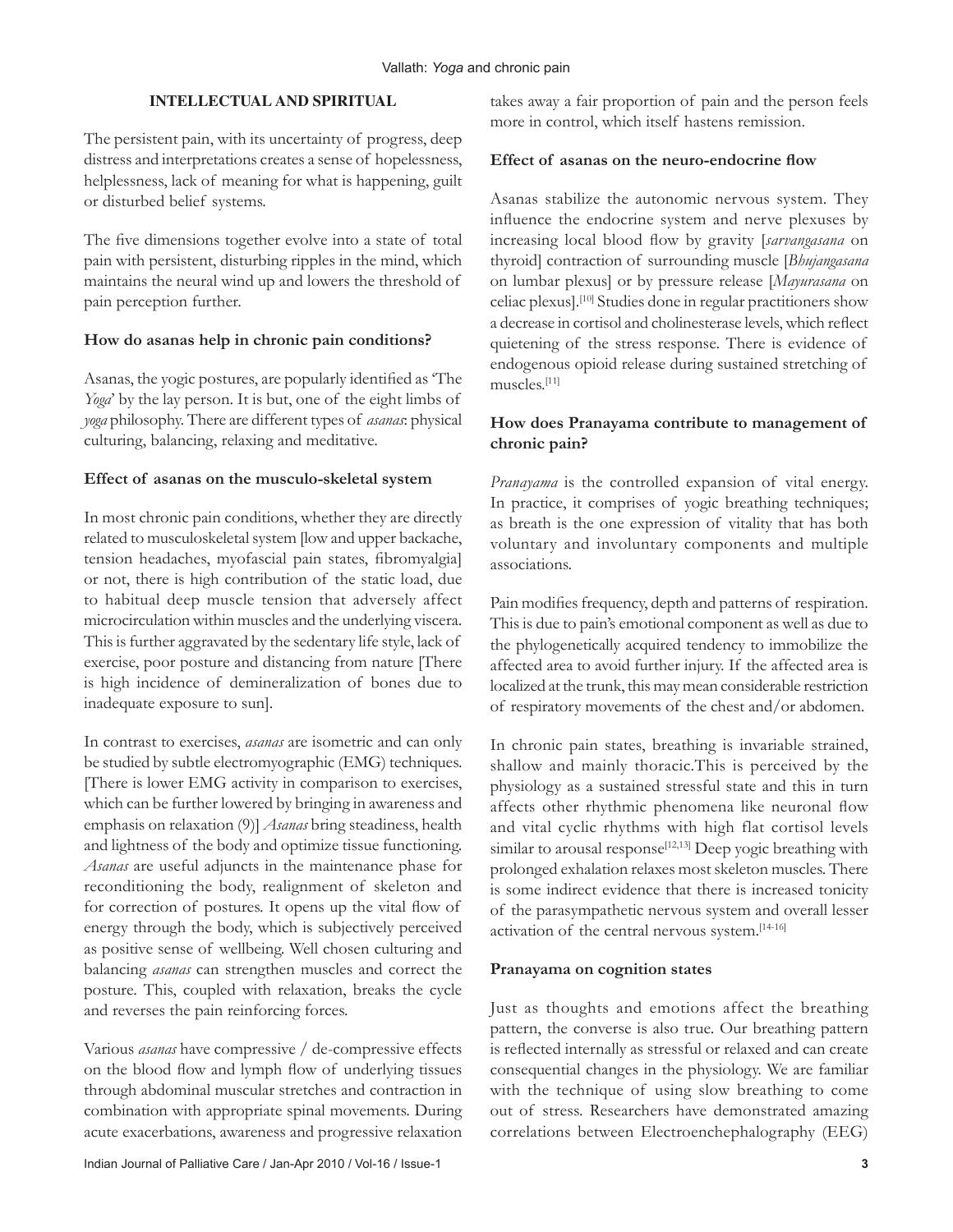## INTELLECTUAL AND SPIRITUAL

The persistent pain, with its uncertainty of progress, deep distress and interpretations creates a sense of hopelessness, helplessness, lack of meaning for what is happening, guilt or disturbed belief systems.

The five dimensions together evolve into a state of total pain with persistent, disturbing ripples in the mind, which maintains the neural wind up and lowers the threshold of pain perception further.

### How do asanas help in chronic pain conditions?

Asanas, the yogic postures, are popularly identified as 'The *Yoga*' by the lay person. It is but, one of the eight limbs of *yoga* philosophy. There are different types of *asanas*: physical culturing, balancing, relaxing and meditative.

### Effect of asanas on the musculo-skeletal system

In most chronic pain conditions, whether they are directly related to musculoskeletal system [low and upper backache, tension headaches, myofascial pain states, fibromyalgia] or not, there is high contribution of the static load, due to habitual deep muscle tension that adversely affect microcirculation within muscles and the underlying viscera. This is further aggravated by the sedentary life style, lack of exercise, poor posture and distancing from nature [There is high incidence of demineralization of bones due to inadequate exposure to sun].

In contrast to exercises, *asanas* are isometric and can only be studied by subtle electromyographic (EMG) techniques. [There is lower EMG activity in comparison to exercises, which can be further lowered by bringing in awareness and emphasis on relaxation (9)] *Asanas* bring steadiness, health and lightness of the body and optimize tissue functioning. *Asanas* are useful adjuncts in the maintenance phase for reconditioning the body, realignment of skeleton and for correction of postures. It opens up the vital flow of energy through the body, which is subjectively perceived as positive sense of wellbeing. Well chosen culturing and balancing *asanas* can strengthen muscles and correct the posture. This, coupled with relaxation, breaks the cycle and reverses the pain reinforcing forces.

Various *asanas* have compressive / de-compressive effects on the blood flow and lymph flow of underlying tissues through abdominal muscular stretches and contraction in combination with appropriate spinal movements. During acute exacerbations, awareness and progressive relaxation takes away a fair proportion of pain and the person feels more in control, which itself hastens remission.

### Effect of asanas on the neuro-endocrine flow

Asanas stabilize the autonomic nervous system. They influence the endocrine system and nerve plexuses by increasing local blood flow by gravity [*sarvangasana* on thyroid] contraction of surrounding muscle [*Bhujangasana* on lumbar plexus] or by pressure release [*Mayurasana* on celiac plexus].[10] Studies done in regular practitioners show a decrease in cortisol and cholinesterase levels, which reflect quietening of the stress response. There is evidence of endogenous opioid release during sustained stretching of muscles.[11]

### How does Pranayama contribute to management of chronic pain?

*Pranayama* is the controlled expansion of vital energy. In practice, it comprises of yogic breathing techniques; as breath is the one expression of vitality that has both voluntary and involuntary components and multiple associations.

Pain modifies frequency, depth and patterns of respiration. This is due to pain's emotional component as well as due to the phylogenetically acquired tendency to immobilize the affected area to avoid further injury. If the affected area is localized at the trunk, this may mean considerable restriction of respiratory movements of the chest and/or abdomen.

In chronic pain states, breathing is invariable strained, shallow and mainly thoracic.This is perceived by the physiology as a sustained stressful state and this in turn affects other rhythmic phenomena like neuronal flow and vital cyclic rhythms with high flat cortisol levels similar to arousal response[12,13] Deep yogic breathing with prolonged exhalation relaxes most skeleton muscles. There is some indirect evidence that there is increased tonicity of the parasympathetic nervous system and overall lesser activation of the central nervous system.[14-16]

### Pranayama on cognition states

Just as thoughts and emotions affect the breathing pattern, the converse is also true. Our breathing pattern is reflected internally as stressful or relaxed and can create consequential changes in the physiology. We are familiar with the technique of using slow breathing to come out of stress. Researchers have demonstrated amazing correlations between Electroenchephalography (EEG)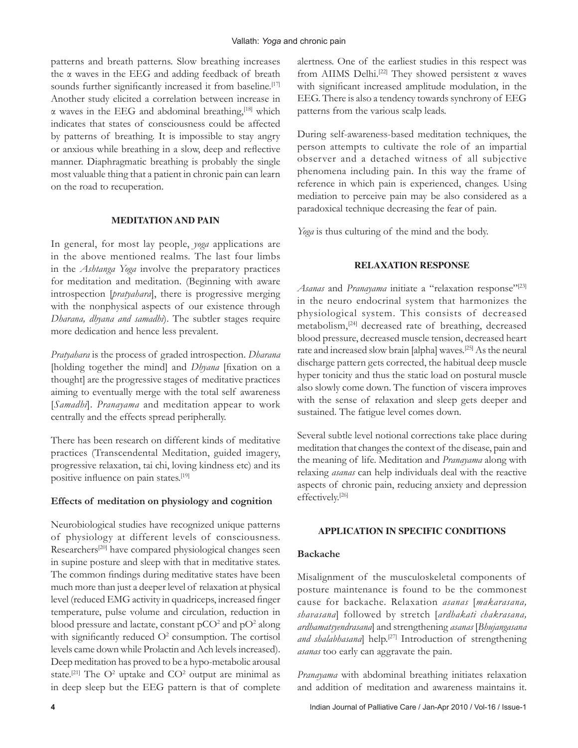patterns and breath patterns. Slow breathing increases the α waves in the EEG and adding feedback of breath sounds further significantly increased it from baseline.[17] Another study elicited a correlation between increase in α waves in the EEG and abdominal breathing,[18] which indicates that states of consciousness could be affected by patterns of breathing. It is impossible to stay angry or anxious while breathing in a slow, deep and reflective manner. Diaphragmatic breathing is probably the single most valuable thing that a patient in chronic pain can learn on the road to recuperation.

## MEDITATION AND PAIN

In general, for most lay people, *yoga* applications are in the above mentioned realms. The last four limbs in the *Ashtanga Yoga* involve the preparatory practices for meditation and meditation. (Beginning with aware introspection [*pratyahara*], there is progressive merging with the nonphysical aspects of our existence through *Dharana, dhyana and samadhi*). The subtler stages require more dedication and hence less prevalent.

*Pratyahara* is the process of graded introspection. *Dharana* [holding together the mind] and *Dhyana* [fixation on a thought] are the progressive stages of meditative practices aiming to eventually merge with the total self awareness [*Samadhi*]. *Pranayama* and meditation appear to work centrally and the effects spread peripherally.

There has been research on different kinds of meditative practices (Transcendental Meditation, guided imagery, progressive relaxation, tai chi, loving kindness etc) and its positive influence on pain states.[19]

### Effects of meditation on physiology and cognition

Neurobiological studies have recognized unique patterns of physiology at different levels of consciousness. Researchers[20] have compared physiological changes seen in supine posture and sleep with that in meditative states. The common findings during meditative states have been much more than just a deeper level of relaxation at physical level (reduced EMG activity in quadriceps, increased finger temperature, pulse volume and circulation, reduction in blood pressure and lactate, constant $pCO^2$ and $pO^2$ along with significantly reduced $O^2$ consumption. The cortisol levels came down while Prolactin and Ach levels increased). Deep meditation has proved to be a hypo-metabolic arousal state.[21] The $O^2$ uptake and $CO^2$ output are minimal as in deep sleep but the EEG pattern is that of complete alertness. One of the earliest studies in this respect was from AIIMS Delhi.[22] They showed persistent α waves with significant increased amplitude modulation, in the EEG. There is also a tendency towards synchrony of EEG patterns from the various scalp leads.

During self-awareness-based meditation techniques, the person attempts to cultivate the role of an impartial observer and a detached witness of all subjective phenomena including pain. In this way the frame of reference in which pain is experienced, changes. Using mediation to perceive pain may be also considered as a paradoxical technique decreasing the fear of pain.

*Yoga* is thus culturing of the mind and the body.

## RELAXATION RESPONSE

*Asanas* and *Pranayama* initiate a "relaxation response"[23] in the neuro endocrinal system that harmonizes the physiological system. This consists of decreased metabolism,[24] decreased rate of breathing, decreased blood pressure, decreased muscle tension, decreased heart rate and increased slow brain [alpha] waves.[25] As the neural discharge pattern gets corrected, the habitual deep muscle hyper tonicity and thus the static load on postural muscle also slowly come down. The function of viscera improves with the sense of relaxation and sleep gets deeper and sustained. The fatigue level comes down.

Several subtle level notional corrections take place during meditation that changes the context of the disease, pain and the meaning of life. Meditation and *Pranayama* along with relaxing *asanas* can help individuals deal with the reactive aspects of chronic pain, reducing anxiety and depression effectively.[26]

## APPLICATION IN SPECIFIC CONDITIONS

### Backache

Misalignment of the musculoskeletal components of posture maintenance is found to be the commonest cause for backache. Relaxation *asanas* [*makarasana, shavasana*] followed by stretch [*ardhakati chakrasana, ardhamatsyendrasana*] and strengthening *asanas* [*Bhujangasana and shalabhasana*] help.[27] Introduction of strengthening *asanas* too early can aggravate the pain.

*Pranayama* with abdominal breathing initiates relaxation and addition of meditation and awareness maintains it.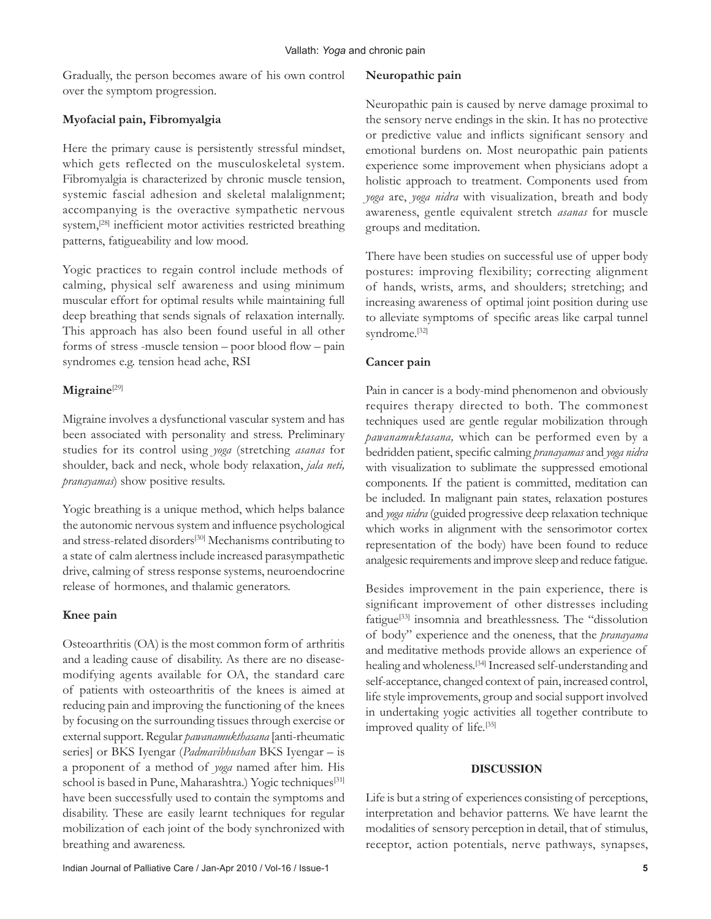Gradually, the person becomes aware of his own control over the symptom progression.

### Myofacial pain, Fibromyalgia

Here the primary cause is persistently stressful mindset, which gets reflected on the musculoskeletal system. Fibromyalgia is characterized by chronic muscle tension, systemic fascial adhesion and skeletal malalignment; accompanying is the overactive sympathetic nervous system,[28] inefficient motor activities restricted breathing patterns, fatigueability and low mood.

Yogic practices to regain control include methods of calming, physical self awareness and using minimum muscular effort for optimal results while maintaining full deep breathing that sends signals of relaxation internally. This approach has also been found useful in all other forms of stress -muscle tension – poor blood flow – pain syndromes e.g. tension head ache, RSI

### Migraine[29]

Migraine involves a dysfunctional vascular system and has been associated with personality and stress. Preliminary studies for its control using *yoga* (stretching *asanas* for shoulder, back and neck, whole body relaxation, *jala neti, pranayamas*) show positive results.

Yogic breathing is a unique method, which helps balance the autonomic nervous system and influence psychological and stress-related disorders[30] Mechanisms contributing to a state of calm alertness include increased parasympathetic drive, calming of stress response systems, neuroendocrine release of hormones, and thalamic generators.

### Knee pain

Osteoarthritis (OA) is the most common form of arthritis and a leading cause of disability. As there are no disease-modifying agents available for OA, the standard care of patients with osteoarthritis of the knees is aimed at reducing pain and improving the functioning of the knees by focusing on the surrounding tissues through exercise or external support. Regular *pawanamukthasana* [anti-rheumatic series] or BKS Iyengar (*Padmavibhushan* BKS Iyengar – is a proponent of a method of *yoga* named after him. His school is based in Pune, Maharashtra.) Yogic techniques[31] have been successfully used to contain the symptoms and disability. These are easily learnt techniques for regular mobilization of each joint of the body synchronized with breathing and awareness.

### Neuropathic pain

Neuropathic pain is caused by nerve damage proximal to the sensory nerve endings in the skin. It has no protective or predictive value and inflicts significant sensory and emotional burdens on. Most neuropathic pain patients experience some improvement when physicians adopt a holistic approach to treatment. Components used from *yoga* are, *yoga nidra* with visualization, breath and body awareness, gentle equivalent stretch *asanas* for muscle groups and meditation.

There have been studies on successful use of upper body postures: improving flexibility; correcting alignment of hands, wrists, arms, and shoulders; stretching; and increasing awareness of optimal joint position during use to alleviate symptoms of specific areas like carpal tunnel syndrome.[32]

### Cancer pain

Pain in cancer is a body-mind phenomenon and obviously requires therapy directed to both. The commonest techniques used are gentle regular mobilization through *pawanamuktasana,* which can be performed even by a bedridden patient, specific calming *pranayamas* and *yoga nidra* with visualization to sublimate the suppressed emotional components. If the patient is committed, meditation can be included. In malignant pain states, relaxation postures and *yoga nidra* (guided progressive deep relaxation technique which works in alignment with the sensorimotor cortex representation of the body) have been found to reduce analgesic requirements and improve sleep and reduce fatigue.

Besides improvement in the pain experience, there is significant improvement of other distresses including fatigue[33] insomnia and breathlessness. The "dissolution of body" experience and the oneness, that the *pranayama* and meditative methods provide allows an experience of healing and wholeness.[34] Increased self-understanding and self-acceptance, changed context of pain, increased control, life style improvements, group and social support involved in undertaking yogic activities all together contribute to improved quality of life.[35]

## DISCUSSION

Life is but a string of experiences consisting of perceptions, interpretation and behavior patterns. We have learnt the modalities of sensory perception in detail, that of stimulus, receptor, action potentials, nerve pathways, synapses,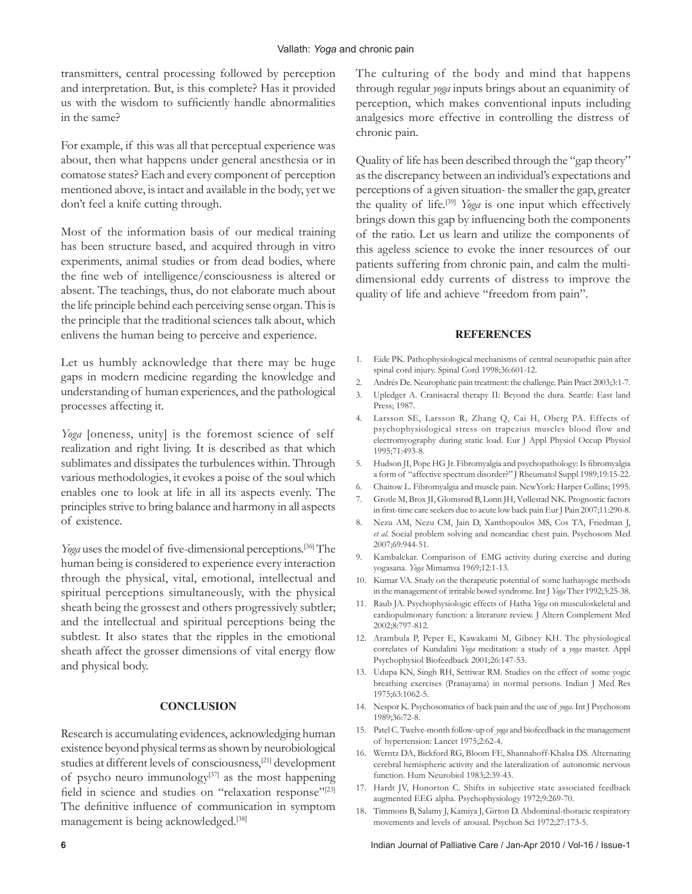transmitters, central processing followed by perception and interpretation. But, is this complete? Has it provided us with the wisdom to sufficiently handle abnormalities in the same?

For example, if this was all that perceptual experience was about, then what happens under general anesthesia or in comatose states? Each and every component of perception mentioned above, is intact and available in the body, yet we don't feel a knife cutting through.

Most of the information basis of our medical training has been structure based, and acquired through in vitro experiments, animal studies or from dead bodies, where the fine web of intelligence/consciousness is altered or absent. The teachings, thus, do not elaborate much about the life principle behind each perceiving sense organ. This is the principle that the traditional sciences talk about, which enlivens the human being to perceive and experience.

Let us humbly acknowledge that there may be huge gaps in modern medicine regarding the knowledge and understanding of human experiences, and the pathological processes affecting it.

*Yoga* [oneness, unity] is the foremost science of self realization and right living. It is described as that which sublimates and dissipates the turbulences within. Through various methodologies, it evokes a poise of the soul which enables one to look at life in all its aspects evenly. The principles strive to bring balance and harmony in all aspects of existence.

*Yoga* uses the model of five-dimensional perceptions.[36] The human being is considered to experience every interaction through the physical, vital, emotional, intellectual and spiritual perceptions simultaneously, with the physical sheath being the grossest and others progressively subtler; and the intellectual and spiritual perceptions being the subtlest. It also states that the ripples in the emotional sheath affect the grosser dimensions of vital energy flow and physical body.

## CONCLUSION

Research is accumulating evidences, acknowledging human existence beyond physical terms as shown by neurobiological studies at different levels of consciousness,[21] development of psycho neuro immunology[37] as the most happening field in science and studies on "relaxation response"[23] The definitive influence of communication in symptom management is being acknowledged.[38]

The culturing of the body and mind that happens through regular *yoga* inputs brings about an equanimity of perception, which makes conventional inputs including analgesics more effective in controlling the distress of chronic pain.

Quality of life has been described through the "gap theory" as the discrepancy between an individual's expectations and perceptions of a given situation- the smaller the gap, greater the quality of life.[39] *Yoga* is one input which effectively brings down this gap by influencing both the components of the ratio. Let us learn and utilize the components of this ageless science to evoke the inner resources of our patients suffering from chronic pain, and calm the multi-dimensional eddy currents of distress to improve the quality of life and achieve "freedom from pain".

## REFERENCES

1. Eide PK. Pathophysiological mechanisms of central neuropathic pain after spinal cord injury. Spinal Cord 1998;36:601-12.
2. Andrés De. Neurophatic pain treatment: the challenge. Pain Pract 2003;3:1-7.
3. Upledger A. Cranisacral therapy II: Beyond the dura. Seattle: East land Press; 1987.
4. Larsson SE, Larsson R, Zhang Q, Cai H, Oberg PA. Effects of psychophysiological stress on trapezius muscles blood flow and electromyography during static load. Eur J Appl Physiol Occup Physiol 1995;71:493-8.
5. Hudson JI, Pope HG Jr. Fibromyalgia and psychopathology: Is fibromyalgia a form of "affective spectrum disorder?" J Rheumatol Suppl 1989;19:15-22.
6. Chaitow L. Fibromyalgia and muscle pain. NewYork: Harper Collins; 1995.
7. Grotle M, Brox JI, Glomsrød B, Lønn JH, Vøllestad NK. Prognostic factors in first-time care seekers due to acute low back pain Eur J Pain 2007;11:290-8.
8. Nezu AM, Nezu CM, Jain D, Xanthopoulos MS, Cos TA, Friedman J, *et al*. Social problem solving and noncardiac chest pain. Psychosom Med 2007;69:944-51.
9. Kambalekar. Comparison of EMG activity during exercise and during yogasana. *Yoga* Mimamsa 1969;12:1-13.
10. Kumar VA. Study on the therapeutic potential of some hathayogic methods in the management of irritable bowel syndrome. Int J *Yoga* Ther 1992;3:25-38.
11. Raub JA. Psychophysiologic effects of Hatha *Yoga* on musculoskeletal and cardiopulmonary function: a literature review. J Altern Complement Med 2002;8:797-812.
12. Arambula P, Peper E, Kawakami M, Gibney KH. The physiological correlates of Kundalini *Yoga* meditation: a study of a *yoga* master. Appl Psychophysiol Biofeedback 2001;26:147-53.
13. Udupa KN, Singh RH, Settiwar RM. Studies on the effect of some yogic breathing exercises (Pranayama) in normal persons. Indian J Med Res 1975;63:1062-5.
14. Nespor K. Psychosomatics of back pain and the use of *yoga*. Int J Psychosom 1989;36:72-8.
15. Patel C. Twelve-month follow-up of *yoga* and biofeedback in the management of hypertension: Lancet 1975;2:62-4.
16. Werntz DA, Bickford RG, Bloom FE, Shannahoff-Khalsa DS. Alternating cerebral hemispheric activity and the lateralization of autonomic nervous function. Hum Neurobiol 1983;2:39-43.
17. Hardt JV, Honorton C. Shifts in subjective state associated feedback augmented EEG alpha. Psychophysiology 1972;9:269-70.
18. Timmons B, Salamy J, Kamiya J, Girton D. Abdominal-thoracic respiratory movements and levels of arousal. Psychon Sci 1972;27:173-5.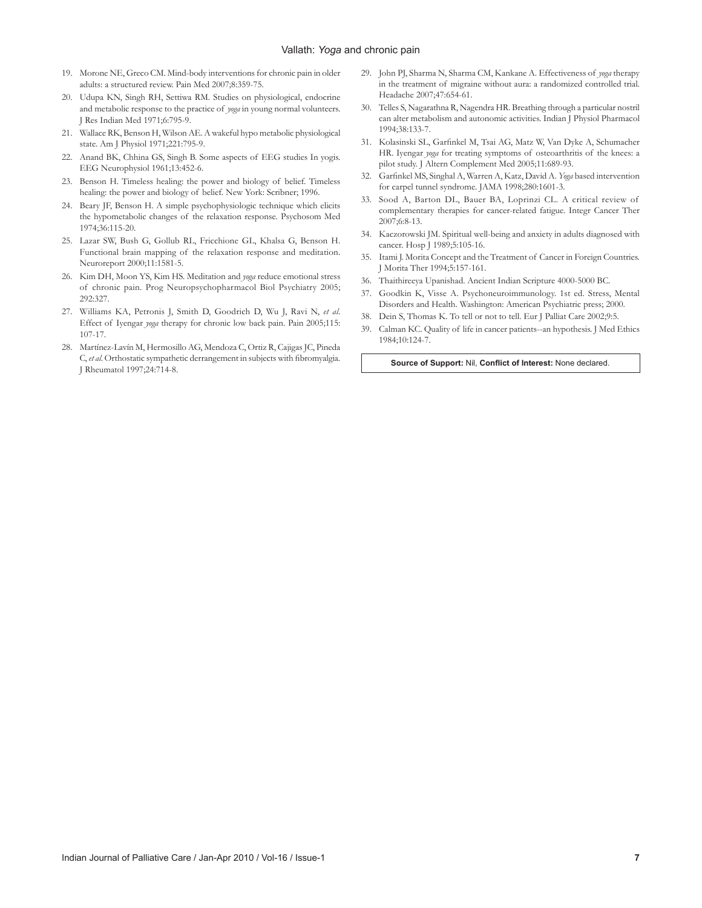19. Morone NE, Greco CM. Mind-body interventions for chronic pain in older adults: a structured review. Pain Med 2007;8:359-75.
20. Udupa KN, Singh RH, Settiwa RM. Studies on physiological, endocrine and metabolic response to the practice of *yoga* in young normal volunteers. J Res Indian Med 1971;6:795-9.
21. Wallace RK, Benson H, Wilson AE. A wakeful hypo metabolic physiological state. Am J Physiol 1971;221:795-9.
22. Anand BK, Chhina GS, Singh B. Some aspects of EEG studies In yogis. EEG Neurophysiol 1961;13:452-6.
23. Benson H. Timeless healing: the power and biology of belief. Timeless healing: the power and biology of belief. New York: Scribner; 1996.
24. Beary JF, Benson H. A simple psychophysiologic technique which elicits the hypometabolic changes of the relaxation response. Psychosom Med 1974;36:115-20.
25. Lazar SW, Bush G, Gollub RL, Fricchione GL, Khalsa G, Benson H. Functional brain mapping of the relaxation response and meditation. Neuroreport 2000;11:1581-5.
26. Kim DH, Moon YS, Kim HS. Meditation and *yoga* reduce emotional stress of chronic pain. Prog Neuropsychopharmacol Biol Psychiatry 2005; 292:327.
27. Williams KA, Petronis J, Smith D, Goodrich D, Wu J, Ravi N, *et al*. Effect of Iyengar *yoga* therapy for chronic low back pain. Pain 2005;115: 107-17.
28. Martínez-Lavín M, Hermosillo AG, Mendoza C, Ortiz R, Cajigas JC, Pineda C, *et al*. Orthostatic sympathetic derrangement in subjects with fibromyalgia. J Rheumatol 1997;24:714-8.
29. John PJ, Sharma N, Sharma CM, Kankane A. Effectiveness of *yoga* therapy in the treatment of migraine without aura: a randomized controlled trial. Headache 2007;47:654-61.
30. Telles S, Nagarathna R, Nagendra HR. Breathing through a particular nostril can alter metabolism and autonomic activities. Indian J Physiol Pharmacol 1994;38:133-7.
31. Kolasinski SL, Garfinkel M, Tsai AG, Matz W, Van Dyke A, Schumacher HR. Iyengar *yoga* for treating symptoms of osteoarthritis of the knees: a pilot study. J Altern Complement Med 2005;11:689-93.
32. Garfinkel MS, Singhal A, Warren A, Katz, David A. *Yoga* based intervention for carpel tunnel syndrome. JAMA 1998;280:1601-3.
33. Sood A, Barton DL, Bauer BA, Loprinzi CL. A critical review of complementary therapies for cancer-related fatigue. Integr Cancer Ther 2007;6:8-13.
34. Kaczorowski JM. Spiritual well-being and anxiety in adults diagnosed with cancer. Hosp J 1989;5:105-16.
35. Itami J. Morita Concept and the Treatment of Cancer in Foreign Countries. J Morita Ther 1994;5:157-161.
36. Thaithireeya Upanishad. Ancient Indian Scripture 4000-5000 BC.
37. Goodkin K, Visse A. Psychoneuroimmunology. 1st ed. Stress, Mental Disorders and Health. Washington: American Psychiatric press; 2000.
38. Dein S, Thomas K. To tell or not to tell. Eur J Palliat Care 2002;9:5.
39. Calman KC. Quality of life in cancer patients--an hypothesis. J Med Ethics 1984;10:124-7.

**Source of Support:** Nil, **Conflict of Interest:** None declared.